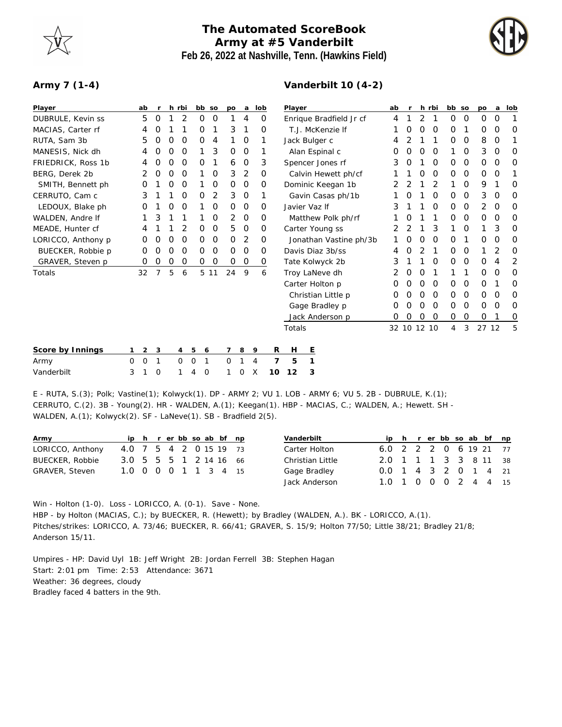# The Automated ScoreBook
## Army at #5 Vanderbilt
### Feb 26, 2022 at Nashville, Tenn. (Hawkins Field)

**Army 7 (1-4)**

| Player | ab | r | h | rbi | bb | so | po | a | lob |
|---|---|---|---|---|---|---|---|---|---|
| DUBRULE, Kevin ss | 5 | 0 | 1 | 2 | 0 | 0 | 1 | 4 | 0 |
| MACIAS, Carter rf | 4 | 0 | 1 | 1 | 0 | 1 | 3 | 1 | 0 |
| RUTA, Sam 3b | 5 | 0 | 0 | 0 | 0 | 4 | 1 | 0 | 1 |
| MANESIS, Nick dh | 4 | 0 | 0 | 0 | 1 | 3 | 0 | 0 | 1 |
| FRIEDRICK, Ross 1b | 4 | 0 | 0 | 0 | 0 | 1 | 6 | 0 | 3 |
| BERG, Derek 2b | 2 | 0 | 0 | 0 | 1 | 0 | 3 | 2 | 0 |
| SMITH, Bennett ph | 0 | 1 | 0 | 0 | 1 | 0 | 0 | 0 | 0 |
| CERRUTO, Cam c | 3 | 1 | 1 | 0 | 0 | 2 | 3 | 0 | 1 |
| LEDOUX, Blake ph | 0 | 1 | 0 | 0 | 1 | 0 | 0 | 0 | 0 |
| WALDEN, Andre lf | 1 | 3 | 1 | 1 | 1 | 0 | 2 | 0 | 0 |
| MEADE, Hunter cf | 4 | 1 | 1 | 2 | 0 | 0 | 5 | 0 | 0 |
| LORICCO, Anthony p | 0 | 0 | 0 | 0 | 0 | 0 | 0 | 2 | 0 |
| BUECKER, Robbie p | 0 | 0 | 0 | 0 | 0 | 0 | 0 | 0 | 0 |
| GRAVER, Steven p | 0 | 0 | 0 | 0 | 0 | 0 | 0 | 0 | 0 |
| Totals | 32 | 7 | 5 | 6 | 5 | 11 | 24 | 9 | 6 |

**Vanderbilt 10 (4-2)**

| Player | ab | r | h | rbi | bb | so | po | a | lob |
|---|---|---|---|---|---|---|---|---|---|
| Enrique Bradfield Jr cf | 4 | 1 | 2 | 1 | 0 | 0 | 0 | 0 | 1 |
| T.J. McKenzie lf | 1 | 0 | 0 | 0 | 0 | 1 | 0 | 0 | 0 |
| Jack Bulger c | 4 | 2 | 1 | 1 | 0 | 0 | 8 | 0 | 1 |
| Alan Espinal c | 0 | 0 | 0 | 0 | 1 | 0 | 3 | 0 | 0 |
| Spencer Jones rf | 3 | 0 | 1 | 0 | 0 | 0 | 0 | 0 | 0 |
| Calvin Hewett ph/cf | 1 | 1 | 0 | 0 | 0 | 0 | 0 | 0 | 1 |
| Dominic Keegan 1b | 2 | 2 | 1 | 2 | 1 | 0 | 9 | 1 | 0 |
| Gavin Casas ph/1b | 1 | 0 | 1 | 0 | 0 | 0 | 3 | 0 | 0 |
| Javier Vaz lf | 3 | 1 | 1 | 0 | 0 | 0 | 2 | 0 | 0 |
| Matthew Polk ph/rf | 1 | 0 | 1 | 1 | 0 | 0 | 0 | 0 | 0 |
| Carter Young ss | 2 | 2 | 1 | 3 | 1 | 0 | 1 | 3 | 0 |
| Jonathan Vastine ph/3b | 1 | 0 | 0 | 0 | 0 | 1 | 0 | 0 | 0 |
| Davis Diaz 3b/ss | 4 | 0 | 2 | 1 | 0 | 0 | 1 | 2 | 0 |
| Tate Kolwyck 2b | 3 | 1 | 1 | 0 | 0 | 0 | 0 | 4 | 2 |
| Troy LaNeve dh | 2 | 0 | 0 | 1 | 1 | 1 | 0 | 0 | 0 |
| Carter Holton p | 0 | 0 | 0 | 0 | 0 | 0 | 0 | 1 | 0 |
| Christian Little p | 0 | 0 | 0 | 0 | 0 | 0 | 0 | 0 | 0 |
| Gage Bradley p | 0 | 0 | 0 | 0 | 0 | 0 | 0 | 0 | 0 |
| Jack Anderson p | 0 | 0 | 0 | 0 | 0 | 0 | 0 | 1 | 0 |
| Totals | 32 | 10 | 12 | 10 | 4 | 3 | 27 | 12 | 5 |

| Score by Innings | 1 | 2 | 3 | 4 | 5 | 6 | 7 | 8 | 9 | R | H | E |
|---|---|---|---|---|---|---|---|---|---|---|---|---|
| Army | 0 | 0 | 1 | 0 | 0 | 1 | 0 | 1 | 4 | 7 | 5 | 1 |
| Vanderbilt | 3 | 1 | 0 | 1 | 4 | 0 | 1 | 0 | X | 10 | 12 | 3 |

E - RUTA, S.(3); Polk; Vastine(1); Kolwyck(1). DP - ARMY 2; VU 1. LOB - ARMY 6; VU 5. 2B - DUBRULE, K.(1); CERRUTO, C.(2). 3B - Young(2). HR - WALDEN, A.(1); Keegan(1). HBP - MACIAS, C.; WALDEN, A.; Hewett. SH - WALDEN, A.(1); Kolwyck(2). SF - LaNeve(1). SB - Bradfield 2(5).

| Army | ip | h | r | er | bb | so | ab | bf | np |
|---|---|---|---|---|---|---|---|---|---|
| LORICCO, Anthony | 4.0 | 7 | 5 | 4 | 2 | 0 | 15 | 19 | 73 |
| BUECKER, Robbie | 3.0 | 5 | 5 | 5 | 1 | 2 | 14 | 16 | 66 |
| GRAVER, Steven | 1.0 | 0 | 0 | 0 | 1 | 1 | 3 | 4 | 15 |

| Vanderbilt | ip | h | r | er | bb | so | ab | bf | np |
|---|---|---|---|---|---|---|---|---|---|
| Carter Holton | 6.0 | 2 | 2 | 2 | 0 | 6 | 19 | 21 | 77 |
| Christian Little | 2.0 | 1 | 1 | 1 | 3 | 3 | 8 | 11 | 38 |
| Gage Bradley | 0.0 | 1 | 4 | 3 | 2 | 0 | 1 | 4 | 21 |
| Jack Anderson | 1.0 | 1 | 0 | 0 | 0 | 2 | 4 | 4 | 15 |

Win - Holton (1-0). Loss - LORICCO, A. (0-1). Save - None.
HBP - by Holton (MACIAS, C.); by BUECKER, R. (Hewett); by Bradley (WALDEN, A.). BK - LORICCO, A.(1).
Pitches/strikes: LORICCO, A. 73/46; BUECKER, R. 66/41; GRAVER, S. 15/9; Holton 77/50; Little 38/21; Bradley 21/8; Anderson 15/11.

Umpires - HP: David Uyl 1B: Jeff Wright 2B: Jordan Ferrell 3B: Stephen Hagan
Start: 2:01 pm Time: 2:53 Attendance: 3671
Weather: 36 degrees, cloudy
Bradley faced 4 batters in the 9th.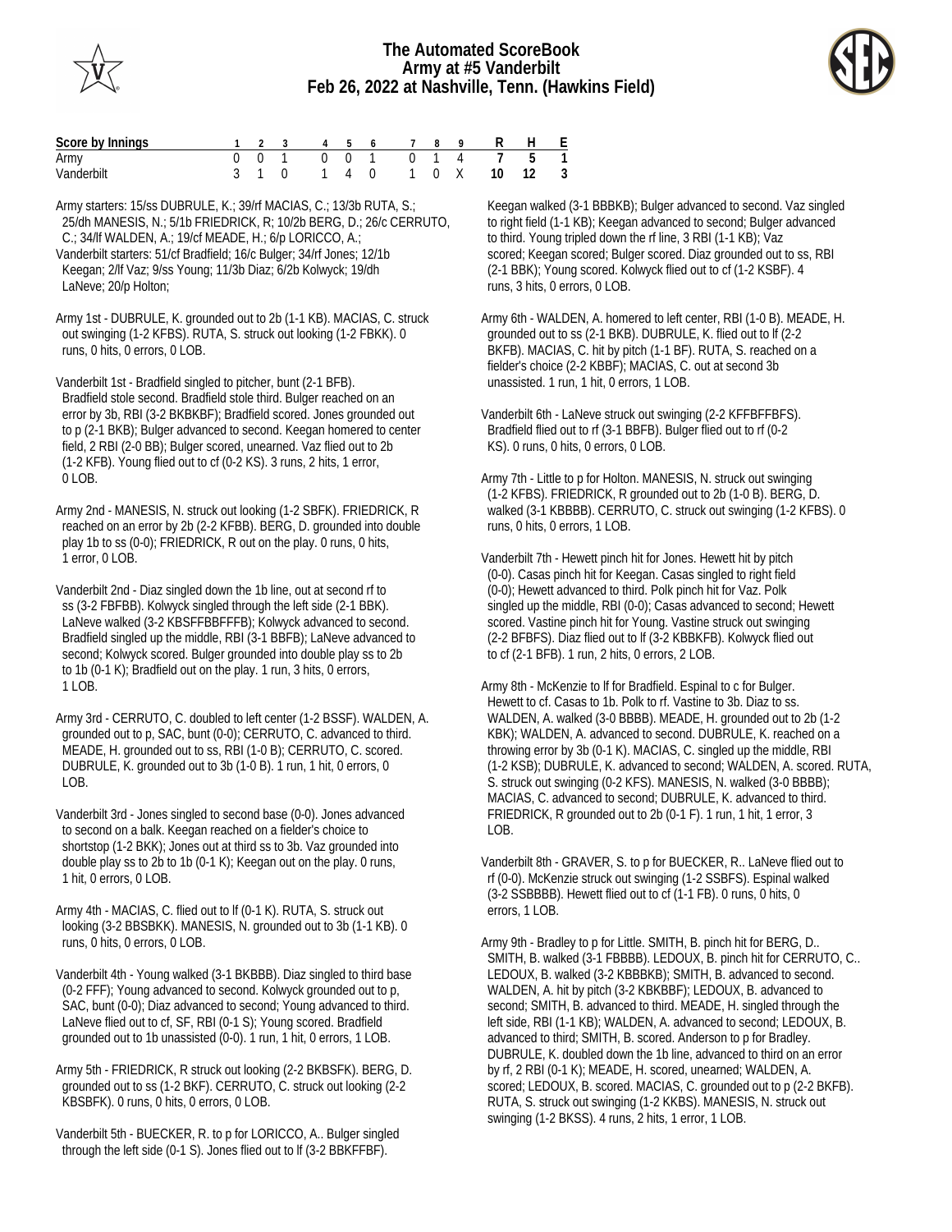# The Automated ScoreBook
## Army at #5 Vanderbilt
## Feb 26, 2022 at Nashville, Tenn. (Hawkins Field)

| Score by Innings | 1 | 2 | 3 | 4 | 5 | 6 | 7 | 8 | 9 | R | H | E |
|---|---|---|---|---|---|---|---|---|---|---|---|---|
| Army | 0 | 0 | 1 | 0 | 0 | 1 | 0 | 1 | 4 | 7 | 5 | 1 |
| Vanderbilt | 3 | 1 | 0 | 1 | 4 | 0 | 1 | 0 | X | 10 | 12 | 3 |

Army starters: 15/ss DUBRULE, K.; 39/rf MACIAS, C.; 13/3b RUTA, S.; 25/dh MANESIS, N.; 5/1b FRIEDRICK, R; 10/2b BERG, D.; 26/c CERRUTO, C.; 34/lf WALDEN, A.; 19/cf MEADE, H.; 6/p LORICCO, A.;
Vanderbilt starters: 51/cf Bradfield; 16/c Bulger; 34/rf Jones; 12/1b Keegan; 2/lf Vaz; 9/ss Young; 11/3b Diaz; 6/2b Kolwyck; 19/dh LaNeve; 20/p Holton;

Army 1st - DUBRULE, K. grounded out to 2b (1-1 KB). MACIAS, C. struck out swinging (1-2 KFBS). RUTA, S. struck out looking (1-2 FBKK). 0 runs, 0 hits, 0 errors, 0 LOB.

Vanderbilt 1st - Bradfield singled to pitcher, bunt (2-1 BFB). Bradfield stole second. Bradfield stole third. Bulger reached on an error by 3b, RBI (3-2 BKBKBF); Bradfield scored. Jones grounded out to p (2-1 BKB); Bulger advanced to second. Keegan homered to center field, 2 RBI (2-0 BB); Bulger scored, unearned. Vaz flied out to 2b (1-2 KFB). Young flied out to cf (0-2 KS). 3 runs, 2 hits, 1 error, 0 LOB.

Army 2nd - MANESIS, N. struck out looking (1-2 SBFK). FRIEDRICK, R reached on an error by 2b (2-2 KFBB). BERG, D. grounded into double play 1b to ss (0-0); FRIEDRICK, R out on the play. 0 runs, 0 hits, 1 error, 0 LOB.

Vanderbilt 2nd - Diaz singled down the 1b line, out at second rf to ss (3-2 FBFBB). Kolwyck singled through the left side (2-1 BBK). LaNeve walked (3-2 KBSFFBBFFFB); Kolwyck advanced to second. Bradfield singled up the middle, RBI (3-1 BBFB); LaNeve advanced to second; Kolwyck scored. Bulger grounded into double play ss to 2b to 1b (0-1 K); Bradfield out on the play. 1 run, 3 hits, 0 errors, 1 LOB.

Army 3rd - CERRUTO, C. doubled to left center (1-2 BSSF). WALDEN, A. grounded out to p, SAC, bunt (0-0); CERRUTO, C. advanced to third. MEADE, H. grounded out to ss, RBI (1-0 B); CERRUTO, C. scored. DUBRULE, K. grounded out to 3b (1-0 B). 1 run, 1 hit, 0 errors, 0 LOB.

Vanderbilt 3rd - Jones singled to second base (0-0). Jones advanced to second on a balk. Keegan reached on a fielder's choice to shortstop (1-2 BKK); Jones out at third ss to 3b. Vaz grounded into double play ss to 2b to 1b (0-1 K); Keegan out on the play. 0 runs, 1 hit, 0 errors, 0 LOB.

Army 4th - MACIAS, C. flied out to lf (0-1 K). RUTA, S. struck out looking (3-2 BBSBKK). MANESIS, N. grounded out to 3b (1-1 KB). 0 runs, 0 hits, 0 errors, 0 LOB.

Vanderbilt 4th - Young walked (3-1 BKBBB). Diaz singled to third base (0-2 FFF); Young advanced to second. Kolwyck grounded out to p, SAC, bunt (0-0); Diaz advanced to second; Young advanced to third. LaNeve flied out to cf, SF, RBI (0-1 S); Young scored. Bradfield grounded out to 1b unassisted (0-0). 1 run, 1 hit, 0 errors, 1 LOB.

Army 5th - FRIEDRICK, R struck out looking (2-2 BKBSFK). BERG, D. grounded out to ss (1-2 BKF). CERRUTO, C. struck out looking (2-2 KBSBFK). 0 runs, 0 hits, 0 errors, 0 LOB.

Vanderbilt 5th - BUECKER, R. to p for LORICCO, A.. Bulger singled through the left side (0-1 S). Jones flied out to lf (3-2 BBKFFBF). Keegan walked (3-1 BBBKB); Bulger advanced to second. Vaz singled to right field (1-1 KB); Keegan advanced to second; Bulger advanced to third. Young tripled down the rf line, 3 RBI (1-1 KB); Vaz scored; Keegan scored; Bulger scored. Diaz grounded out to ss, RBI (2-1 BBK); Young scored. Kolwyck flied out to cf (1-2 KSBF). 4 runs, 3 hits, 0 errors, 0 LOB.

Army 6th - WALDEN, A. homered to left center, RBI (1-0 B). MEADE, H. grounded out to ss (2-1 BKB). DUBRULE, K. flied out to lf (2-2 BKFB). MACIAS, C. hit by pitch (1-1 BF). RUTA, S. reached on a fielder's choice (2-2 KBBF); MACIAS, C. out at second 3b unassisted. 1 run, 1 hit, 0 errors, 1 LOB.

Vanderbilt 6th - LaNeve struck out swinging (2-2 KFFBFFBFS). Bradfield flied out to rf (3-1 BBFB). Bulger flied out to rf (0-2 KS). 0 runs, 0 hits, 0 errors, 0 LOB.

Army 7th - Little to p for Holton. MANESIS, N. struck out swinging (1-2 KFBS). FRIEDRICK, R grounded out to 2b (1-0 B). BERG, D. walked (3-1 KBBBB). CERRUTO, C. struck out swinging (1-2 KFBS). 0 runs, 0 hits, 0 errors, 1 LOB.

Vanderbilt 7th - Hewett pinch hit for Jones. Hewett hit by pitch (0-0). Casas pinch hit for Keegan. Casas singled to right field (0-0); Hewett advanced to third. Polk pinch hit for Vaz. Polk singled up the middle, RBI (0-0); Casas advanced to second; Hewett scored. Vastine pinch hit for Young. Vastine struck out swinging (2-2 BFBFS). Diaz flied out to lf (3-2 KBBKFB). Kolwyck flied out to cf (2-1 BFB). 1 run, 2 hits, 0 errors, 2 LOB.

Army 8th - McKenzie to lf for Bradfield. Espinal to c for Bulger. Hewett to cf. Casas to 1b. Polk to rf. Vastine to 3b. Diaz to ss. WALDEN, A. walked (3-0 BBBB). MEADE, H. grounded out to 2b (1-2 KBK); WALDEN, A. advanced to second. DUBRULE, K. reached on a throwing error by 3b (0-1 K). MACIAS, C. singled up the middle, RBI (1-2 KSB); DUBRULE, K. advanced to second; WALDEN, A. scored. RUTA, S. struck out swinging (0-2 KFS). MANESIS, N. walked (3-0 BBBB); MACIAS, C. advanced to second; DUBRULE, K. advanced to third. FRIEDRICK, R grounded out to 2b (0-1 F). 1 run, 1 hit, 1 error, 3 LOB.

Vanderbilt 8th - GRAVER, S. to p for BUECKER, R.. LaNeve flied out to rf (0-0). McKenzie struck out swinging (1-2 SSBFS). Espinal walked (3-2 SSBBBB). Hewett flied out to cf (1-1 FB). 0 runs, 0 hits, 0 errors, 1 LOB.

Army 9th - Bradley to p for Little. SMITH, B. pinch hit for BERG, D.. SMITH, B. walked (3-1 FBBBB). LEDOUX, B. pinch hit for CERRUTO, C.. LEDOUX, B. walked (3-2 KBBBKB); SMITH, B. advanced to second. WALDEN, A. hit by pitch (3-2 KBKBBF); LEDOUX, B. advanced to second; SMITH, B. advanced to third. MEADE, H. singled through the left side, RBI (1-1 KB); WALDEN, A. advanced to second; LEDOUX, B. advanced to third; SMITH, B. scored. Anderson to p for Bradley. DUBRULE, K. doubled down the 1b line, advanced to third on an error by rf, 2 RBI (0-1 K); MEADE, H. scored, unearned; WALDEN, A. scored; LEDOUX, B. scored. MACIAS, C. grounded out to p (2-2 BKFB). RUTA, S. struck out swinging (1-2 KKBS). MANESIS, N. struck out swinging (1-2 BKSS). 4 runs, 2 hits, 1 error, 1 LOB.